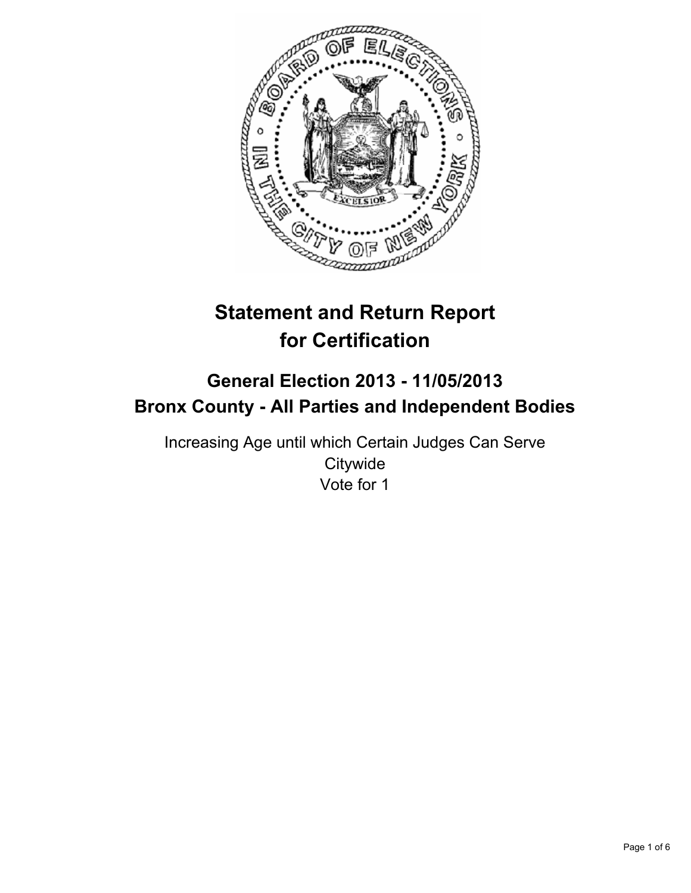# Statement and Return Report for Certification

## General Election 2013 - 11/05/2013
## Bronx County - All Parties and Independent Bodies

Increasing Age until which Certain Judges Can Serve
Citywide
Vote for 1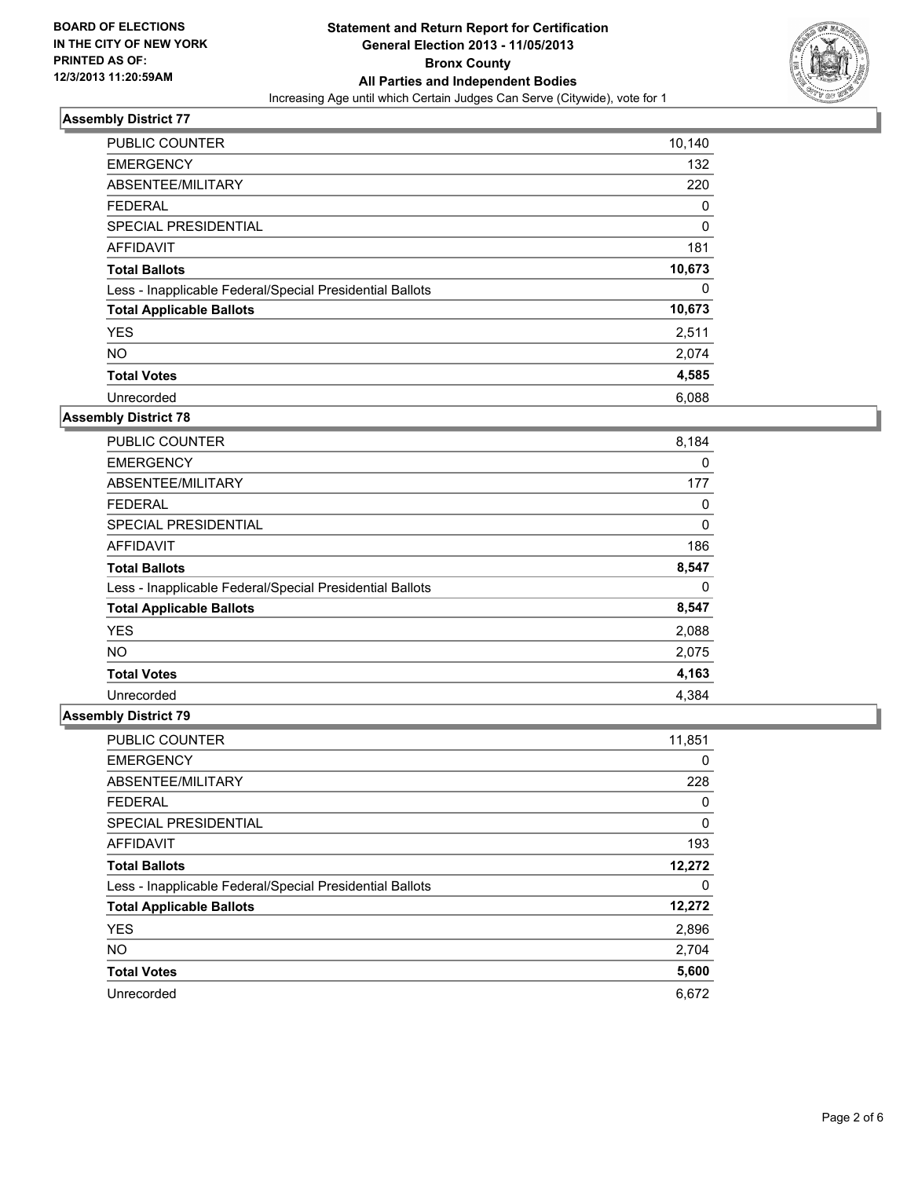**BOARD OF ELECTIONS IN THE CITY OF NEW YORK PRINTED AS OF: 12/3/2013 11:20:59AM**

# Statement and Return Report for Certification
## General Election 2013 - 11/05/2013
## Bronx County
## All Parties and Independent Bodies
Increasing Age until which Certain Judges Can Serve (Citywide), vote for 1

### Assembly District 77

| | |
|---|---|
| PUBLIC COUNTER | 10,140 |
| EMERGENCY | 132 |
| ABSENTEE/MILITARY | 220 |
| FEDERAL | 0 |
| SPECIAL PRESIDENTIAL | 0 |
| AFFIDAVIT | 181 |
| **Total Ballots** | **10,673** |
| Less - Inapplicable Federal/Special Presidential Ballots | 0 |
| **Total Applicable Ballots** | **10,673** |
| YES | 2,511 |
| NO | 2,074 |
| **Total Votes** | **4,585** |
| Unrecorded | 6,088 |

### Assembly District 78

| | |
|---|---|
| PUBLIC COUNTER | 8,184 |
| EMERGENCY | 0 |
| ABSENTEE/MILITARY | 177 |
| FEDERAL | 0 |
| SPECIAL PRESIDENTIAL | 0 |
| AFFIDAVIT | 186 |
| **Total Ballots** | **8,547** |
| Less - Inapplicable Federal/Special Presidential Ballots | 0 |
| **Total Applicable Ballots** | **8,547** |
| YES | 2,088 |
| NO | 2,075 |
| **Total Votes** | **4,163** |
| Unrecorded | 4,384 |

### Assembly District 79

| | |
|---|---|
| PUBLIC COUNTER | 11,851 |
| EMERGENCY | 0 |
| ABSENTEE/MILITARY | 228 |
| FEDERAL | 0 |
| SPECIAL PRESIDENTIAL | 0 |
| AFFIDAVIT | 193 |
| **Total Ballots** | **12,272** |
| Less - Inapplicable Federal/Special Presidential Ballots | 0 |
| **Total Applicable Ballots** | **12,272** |
| YES | 2,896 |
| NO | 2,704 |
| **Total Votes** | **5,600** |
| Unrecorded | 6,672 |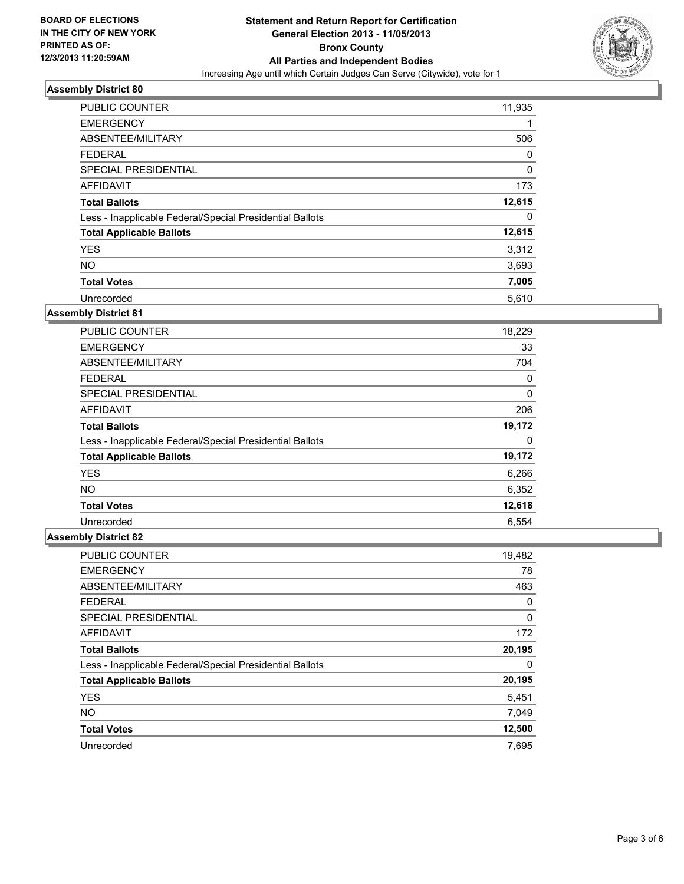**BOARD OF ELECTIONS IN THE CITY OF NEW YORK PRINTED AS OF: 12/3/2013 11:20:59AM**

# Statement and Return Report for Certification
## General Election 2013 - 11/05/2013
## Bronx County
## All Parties and Independent Bodies
Increasing Age until which Certain Judges Can Serve (Citywide), vote for 1

### Assembly District 80

| | |
|---|---|
| PUBLIC COUNTER | 11,935 |
| EMERGENCY | 1 |
| ABSENTEE/MILITARY | 506 |
| FEDERAL | 0 |
| SPECIAL PRESIDENTIAL | 0 |
| AFFIDAVIT | 173 |
| **Total Ballots** | **12,615** |
| Less - Inapplicable Federal/Special Presidential Ballots | 0 |
| **Total Applicable Ballots** | **12,615** |
| YES | 3,312 |
| NO | 3,693 |
| **Total Votes** | **7,005** |
| Unrecorded | 5,610 |

### Assembly District 81

| | |
|---|---|
| PUBLIC COUNTER | 18,229 |
| EMERGENCY | 33 |
| ABSENTEE/MILITARY | 704 |
| FEDERAL | 0 |
| SPECIAL PRESIDENTIAL | 0 |
| AFFIDAVIT | 206 |
| **Total Ballots** | **19,172** |
| Less - Inapplicable Federal/Special Presidential Ballots | 0 |
| **Total Applicable Ballots** | **19,172** |
| YES | 6,266 |
| NO | 6,352 |
| **Total Votes** | **12,618** |
| Unrecorded | 6,554 |

### Assembly District 82

| | |
|---|---|
| PUBLIC COUNTER | 19,482 |
| EMERGENCY | 78 |
| ABSENTEE/MILITARY | 463 |
| FEDERAL | 0 |
| SPECIAL PRESIDENTIAL | 0 |
| AFFIDAVIT | 172 |
| **Total Ballots** | **20,195** |
| Less - Inapplicable Federal/Special Presidential Ballots | 0 |
| **Total Applicable Ballots** | **20,195** |
| YES | 5,451 |
| NO | 7,049 |
| **Total Votes** | **12,500** |
| Unrecorded | 7,695 |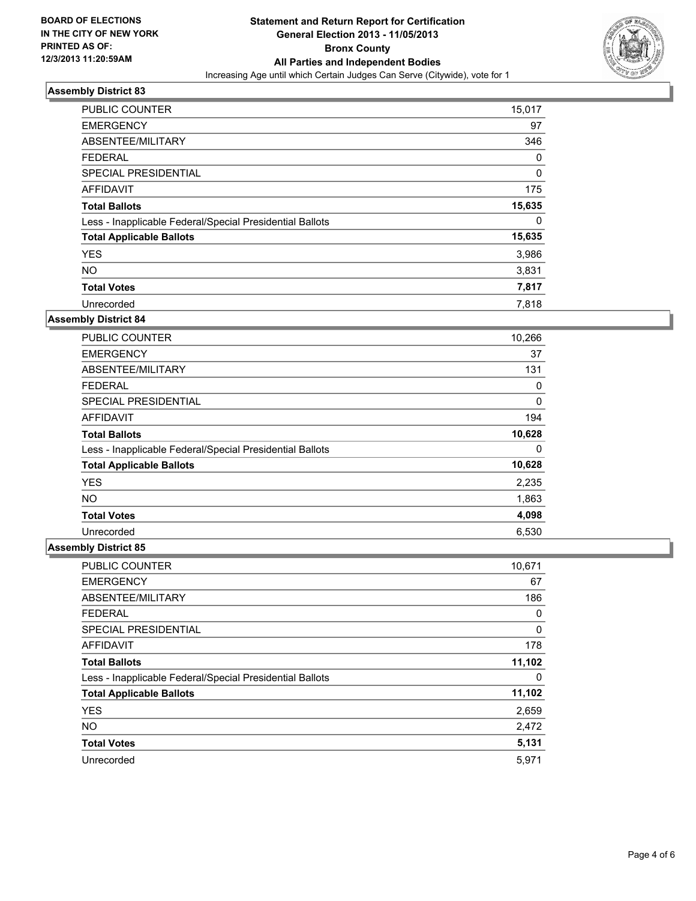BOARD OF ELECTIONS
IN THE CITY OF NEW YORK
PRINTED AS OF:
12/3/2013 11:20:59AM

**Statement and Return Report for Certification**
**General Election 2013 - 11/05/2013**
**Bronx County**
**All Parties and Independent Bodies**
Increasing Age until which Certain Judges Can Serve (Citywide), vote for 1

### Assembly District 83

| | |
|---|---|
| PUBLIC COUNTER | 15,017 |
| EMERGENCY | 97 |
| ABSENTEE/MILITARY | 346 |
| FEDERAL | 0 |
| SPECIAL PRESIDENTIAL | 0 |
| AFFIDAVIT | 175 |
| **Total Ballots** | **15,635** |
| Less - Inapplicable Federal/Special Presidential Ballots | 0 |
| **Total Applicable Ballots** | **15,635** |
| YES | 3,986 |
| NO | 3,831 |
| **Total Votes** | **7,817** |
| Unrecorded | 7,818 |

### Assembly District 84

| | |
|---|---|
| PUBLIC COUNTER | 10,266 |
| EMERGENCY | 37 |
| ABSENTEE/MILITARY | 131 |
| FEDERAL | 0 |
| SPECIAL PRESIDENTIAL | 0 |
| AFFIDAVIT | 194 |
| **Total Ballots** | **10,628** |
| Less - Inapplicable Federal/Special Presidential Ballots | 0 |
| **Total Applicable Ballots** | **10,628** |
| YES | 2,235 |
| NO | 1,863 |
| **Total Votes** | **4,098** |
| Unrecorded | 6,530 |

### Assembly District 85

| | |
|---|---|
| PUBLIC COUNTER | 10,671 |
| EMERGENCY | 67 |
| ABSENTEE/MILITARY | 186 |
| FEDERAL | 0 |
| SPECIAL PRESIDENTIAL | 0 |
| AFFIDAVIT | 178 |
| **Total Ballots** | **11,102** |
| Less - Inapplicable Federal/Special Presidential Ballots | 0 |
| **Total Applicable Ballots** | **11,102** |
| YES | 2,659 |
| NO | 2,472 |
| **Total Votes** | **5,131** |
| Unrecorded | 5,971 |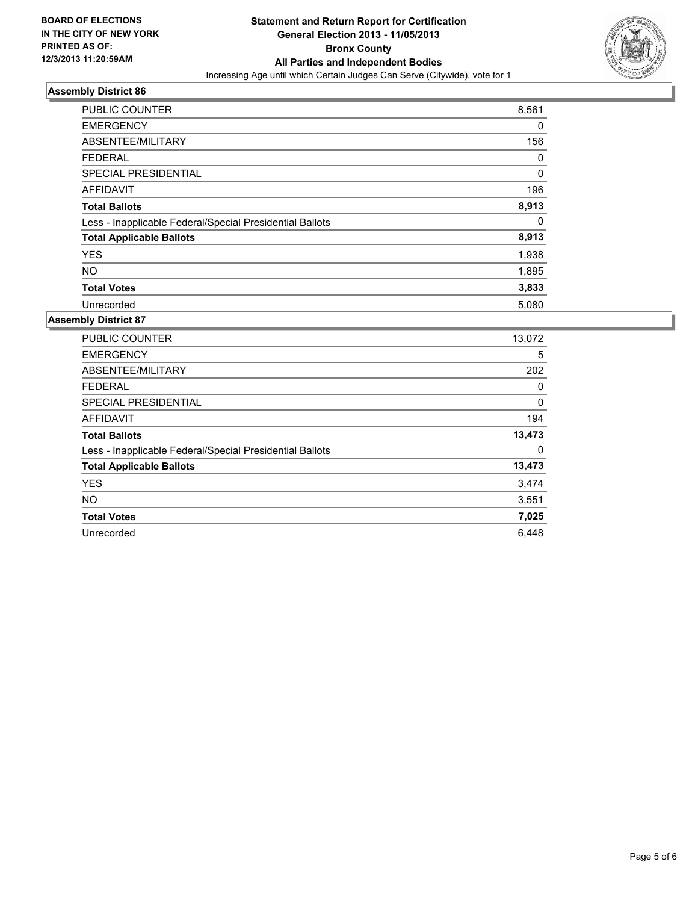**BOARD OF ELECTIONS IN THE CITY OF NEW YORK PRINTED AS OF: 12/3/2013 11:20:59AM**

**Statement and Return Report for Certification**
**General Election 2013 - 11/05/2013**
**Bronx County**
**All Parties and Independent Bodies**
Increasing Age until which Certain Judges Can Serve (Citywide), vote for 1

### Assembly District 86

| | |
|---|---|
| PUBLIC COUNTER | 8,561 |
| EMERGENCY | 0 |
| ABSENTEE/MILITARY | 156 |
| FEDERAL | 0 |
| SPECIAL PRESIDENTIAL | 0 |
| AFFIDAVIT | 196 |
| **Total Ballots** | **8,913** |
| Less - Inapplicable Federal/Special Presidential Ballots | 0 |
| **Total Applicable Ballots** | **8,913** |
| YES | 1,938 |
| NO | 1,895 |
| **Total Votes** | **3,833** |
| Unrecorded | 5,080 |

### Assembly District 87

| | |
|---|---|
| PUBLIC COUNTER | 13,072 |
| EMERGENCY | 5 |
| ABSENTEE/MILITARY | 202 |
| FEDERAL | 0 |
| SPECIAL PRESIDENTIAL | 0 |
| AFFIDAVIT | 194 |
| **Total Ballots** | **13,473** |
| Less - Inapplicable Federal/Special Presidential Ballots | 0 |
| **Total Applicable Ballots** | **13,473** |
| YES | 3,474 |
| NO | 3,551 |
| **Total Votes** | **7,025** |
| Unrecorded | 6,448 |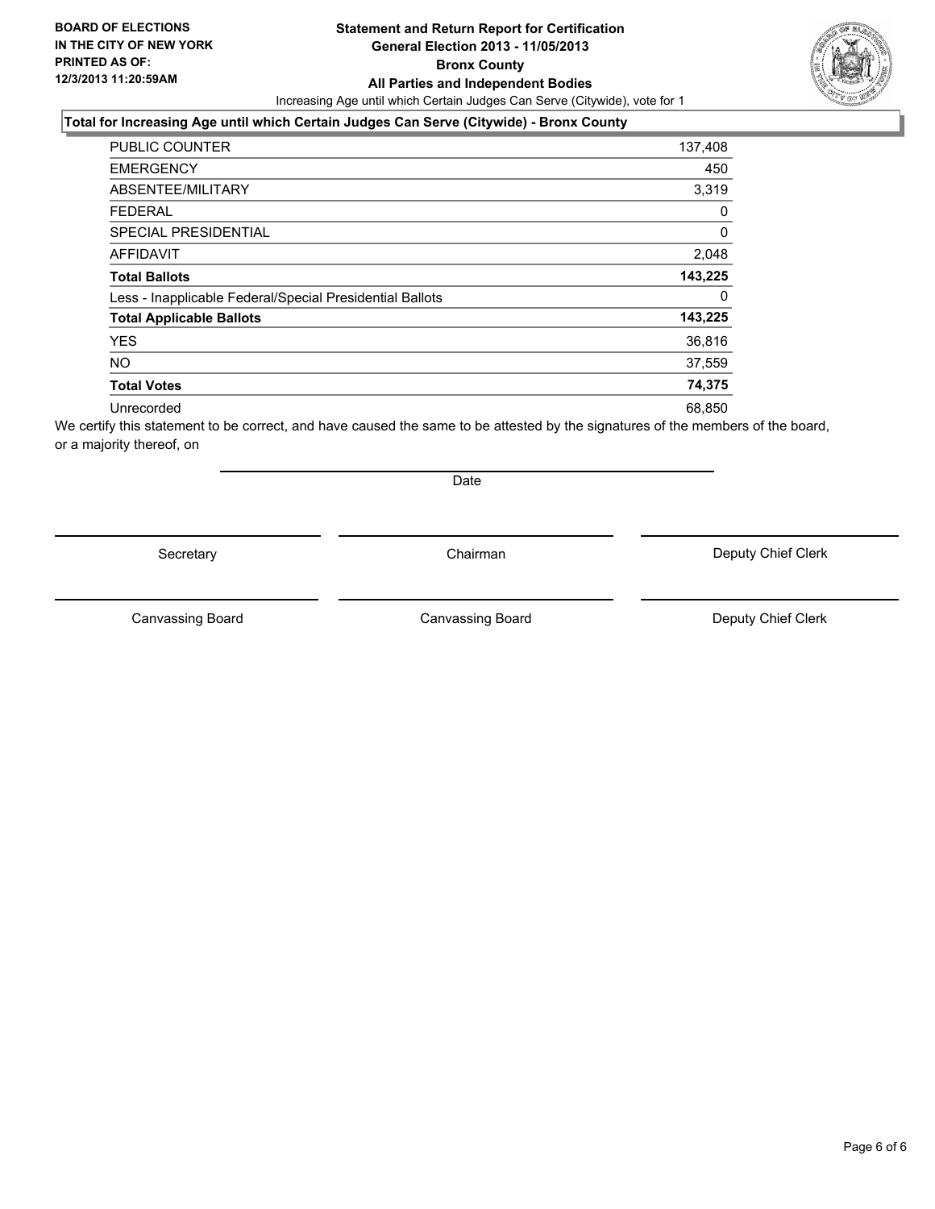**BOARD OF ELECTIONS IN THE CITY OF NEW YORK PRINTED AS OF: 12/3/2013 11:20:59AM**

# Statement and Return Report for Certification General Election 2013 - 11/05/2013 Bronx County All Parties and Independent Bodies

Increasing Age until which Certain Judges Can Serve (Citywide), vote for 1

## Total for Increasing Age until which Certain Judges Can Serve (Citywide) - Bronx County

| | |
|---|---|
| PUBLIC COUNTER | 137,408 |
| EMERGENCY | 450 |
| ABSENTEE/MILITARY | 3,319 |
| FEDERAL | 0 |
| SPECIAL PRESIDENTIAL | 0 |
| AFFIDAVIT | 2,048 |
| **Total Ballots** | **143,225** |
| Less - Inapplicable Federal/Special Presidential Ballots | 0 |
| **Total Applicable Ballots** | **143,225** |
| YES | 36,816 |
| NO | 37,559 |
| **Total Votes** | **74,375** |
| Unrecorded | 68,850 |

We certify this statement to be correct, and have caused the same to be attested by the signatures of the members of the board, or a majority thereof, on

Date

Secretary | Chairman | Deputy Chief Clerk

Canvassing Board | Canvassing Board | Deputy Chief Clerk